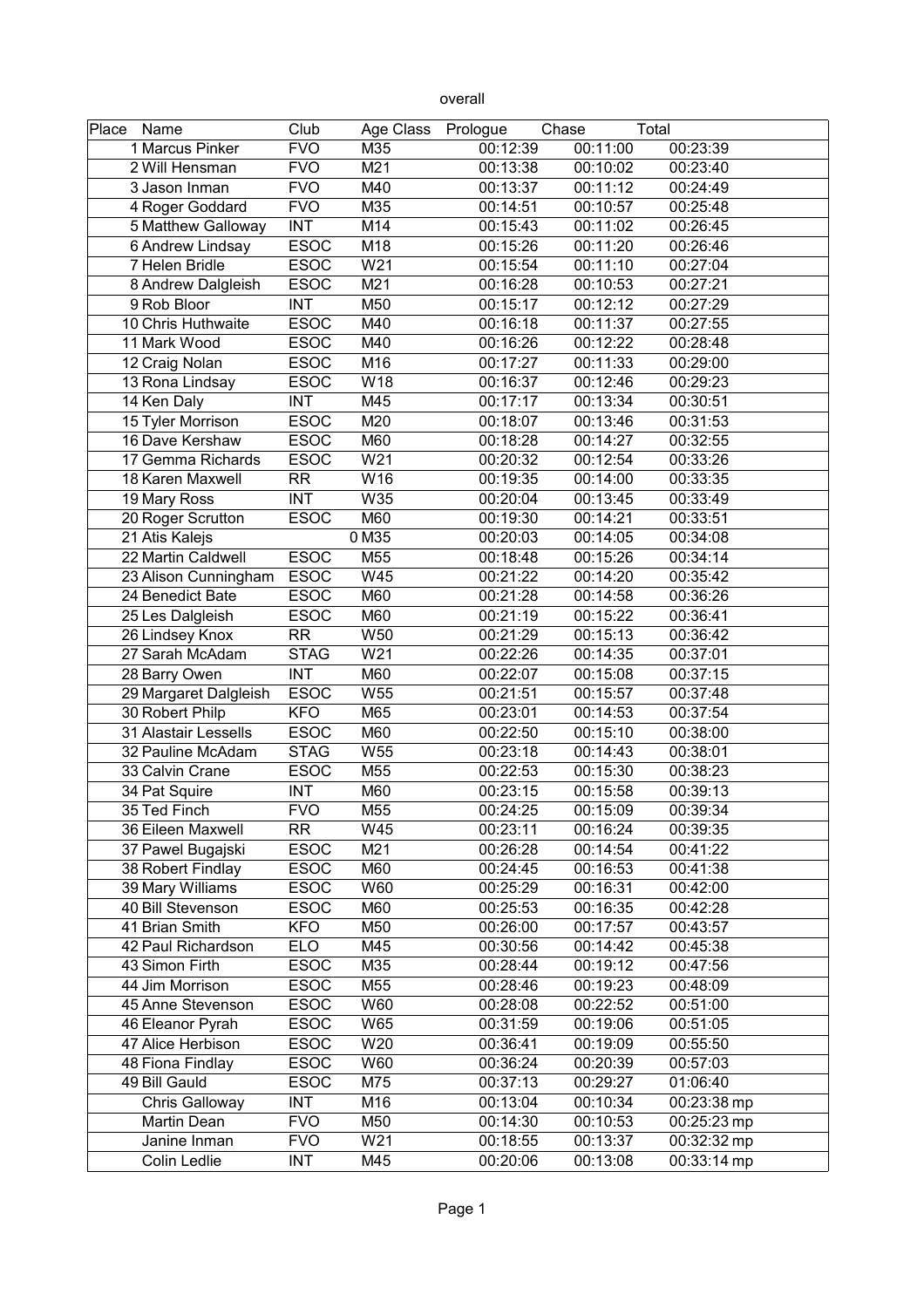overall

| Place | Name | Club | Age Class | Prologue | Chase | Total |
|---|---|---|---|---|---|---|
| 1 | Marcus Pinker | FVO | M35 | 00:12:39 | 00:11:00 | 00:23:39 |
| 2 | Will Hensman | FVO | M21 | 00:13:38 | 00:10:02 | 00:23:40 |
| 3 | Jason Inman | FVO | M40 | 00:13:37 | 00:11:12 | 00:24:49 |
| 4 | Roger Goddard | FVO | M35 | 00:14:51 | 00:10:57 | 00:25:48 |
| 5 | Matthew Galloway | INT | M14 | 00:15:43 | 00:11:02 | 00:26:45 |
| 6 | Andrew Lindsay | ESOC | M18 | 00:15:26 | 00:11:20 | 00:26:46 |
| 7 | Helen Bridle | ESOC | W21 | 00:15:54 | 00:11:10 | 00:27:04 |
| 8 | Andrew Dalgleish | ESOC | M21 | 00:16:28 | 00:10:53 | 00:27:21 |
| 9 | Rob Bloor | INT | M50 | 00:15:17 | 00:12:12 | 00:27:29 |
| 10 | Chris Huthwaite | ESOC | M40 | 00:16:18 | 00:11:37 | 00:27:55 |
| 11 | Mark Wood | ESOC | M40 | 00:16:26 | 00:12:22 | 00:28:48 |
| 12 | Craig Nolan | ESOC | M16 | 00:17:27 | 00:11:33 | 00:29:00 |
| 13 | Rona Lindsay | ESOC | W18 | 00:16:37 | 00:12:46 | 00:29:23 |
| 14 | Ken Daly | INT | M45 | 00:17:17 | 00:13:34 | 00:30:51 |
| 15 | Tyler Morrison | ESOC | M20 | 00:18:07 | 00:13:46 | 00:31:53 |
| 16 | Dave Kershaw | ESOC | M60 | 00:18:28 | 00:14:27 | 00:32:55 |
| 17 | Gemma Richards | ESOC | W21 | 00:20:32 | 00:12:54 | 00:33:26 |
| 18 | Karen Maxwell | RR | W16 | 00:19:35 | 00:14:00 | 00:33:35 |
| 19 | Mary Ross | INT | W35 | 00:20:04 | 00:13:45 | 00:33:49 |
| 20 | Roger Scrutton | ESOC | M60 | 00:19:30 | 00:14:21 | 00:33:51 |
| 21 | Atis Kalejs | 0 | M35 | 00:20:03 | 00:14:05 | 00:34:08 |
| 22 | Martin Caldwell | ESOC | M55 | 00:18:48 | 00:15:26 | 00:34:14 |
| 23 | Alison Cunningham | ESOC | W45 | 00:21:22 | 00:14:20 | 00:35:42 |
| 24 | Benedict Bate | ESOC | M60 | 00:21:28 | 00:14:58 | 00:36:26 |
| 25 | Les Dalgleish | ESOC | M60 | 00:21:19 | 00:15:22 | 00:36:41 |
| 26 | Lindsey Knox | RR | W50 | 00:21:29 | 00:15:13 | 00:36:42 |
| 27 | Sarah McAdam | STAG | W21 | 00:22:26 | 00:14:35 | 00:37:01 |
| 28 | Barry Owen | INT | M60 | 00:22:07 | 00:15:08 | 00:37:15 |
| 29 | Margaret Dalgleish | ESOC | W55 | 00:21:51 | 00:15:57 | 00:37:48 |
| 30 | Robert Philp | KFO | M65 | 00:23:01 | 00:14:53 | 00:37:54 |
| 31 | Alastair Lessells | ESOC | M60 | 00:22:50 | 00:15:10 | 00:38:00 |
| 32 | Pauline McAdam | STAG | W55 | 00:23:18 | 00:14:43 | 00:38:01 |
| 33 | Calvin Crane | ESOC | M55 | 00:22:53 | 00:15:30 | 00:38:23 |
| 34 | Pat Squire | INT | M60 | 00:23:15 | 00:15:58 | 00:39:13 |
| 35 | Ted Finch | FVO | M55 | 00:24:25 | 00:15:09 | 00:39:34 |
| 36 | Eileen Maxwell | RR | W45 | 00:23:11 | 00:16:24 | 00:39:35 |
| 37 | Pawel Bugajski | ESOC | M21 | 00:26:28 | 00:14:54 | 00:41:22 |
| 38 | Robert Findlay | ESOC | M60 | 00:24:45 | 00:16:53 | 00:41:38 |
| 39 | Mary Williams | ESOC | W60 | 00:25:29 | 00:16:31 | 00:42:00 |
| 40 | Bill Stevenson | ESOC | M60 | 00:25:53 | 00:16:35 | 00:42:28 |
| 41 | Brian Smith | KFO | M50 | 00:26:00 | 00:17:57 | 00:43:57 |
| 42 | Paul Richardson | ELO | M45 | 00:30:56 | 00:14:42 | 00:45:38 |
| 43 | Simon Firth | ESOC | M35 | 00:28:44 | 00:19:12 | 00:47:56 |
| 44 | Jim Morrison | ESOC | M55 | 00:28:46 | 00:19:23 | 00:48:09 |
| 45 | Anne Stevenson | ESOC | W60 | 00:28:08 | 00:22:52 | 00:51:00 |
| 46 | Eleanor Pyrah | ESOC | W65 | 00:31:59 | 00:19:06 | 00:51:05 |
| 47 | Alice Herbison | ESOC | W20 | 00:36:41 | 00:19:09 | 00:55:50 |
| 48 | Fiona Findlay | ESOC | W60 | 00:36:24 | 00:20:39 | 00:57:03 |
| 49 | Bill Gauld | ESOC | M75 | 00:37:13 | 00:29:27 | 01:06:40 |
| | Chris Galloway | INT | M16 | 00:13:04 | 00:10:34 | 00:23:38 mp |
| | Martin Dean | FVO | M50 | 00:14:30 | 00:10:53 | 00:25:23 mp |
| | Janine Inman | FVO | W21 | 00:18:55 | 00:13:37 | 00:32:32 mp |
| | Colin Ledlie | INT | M45 | 00:20:06 | 00:13:08 | 00:33:14 mp |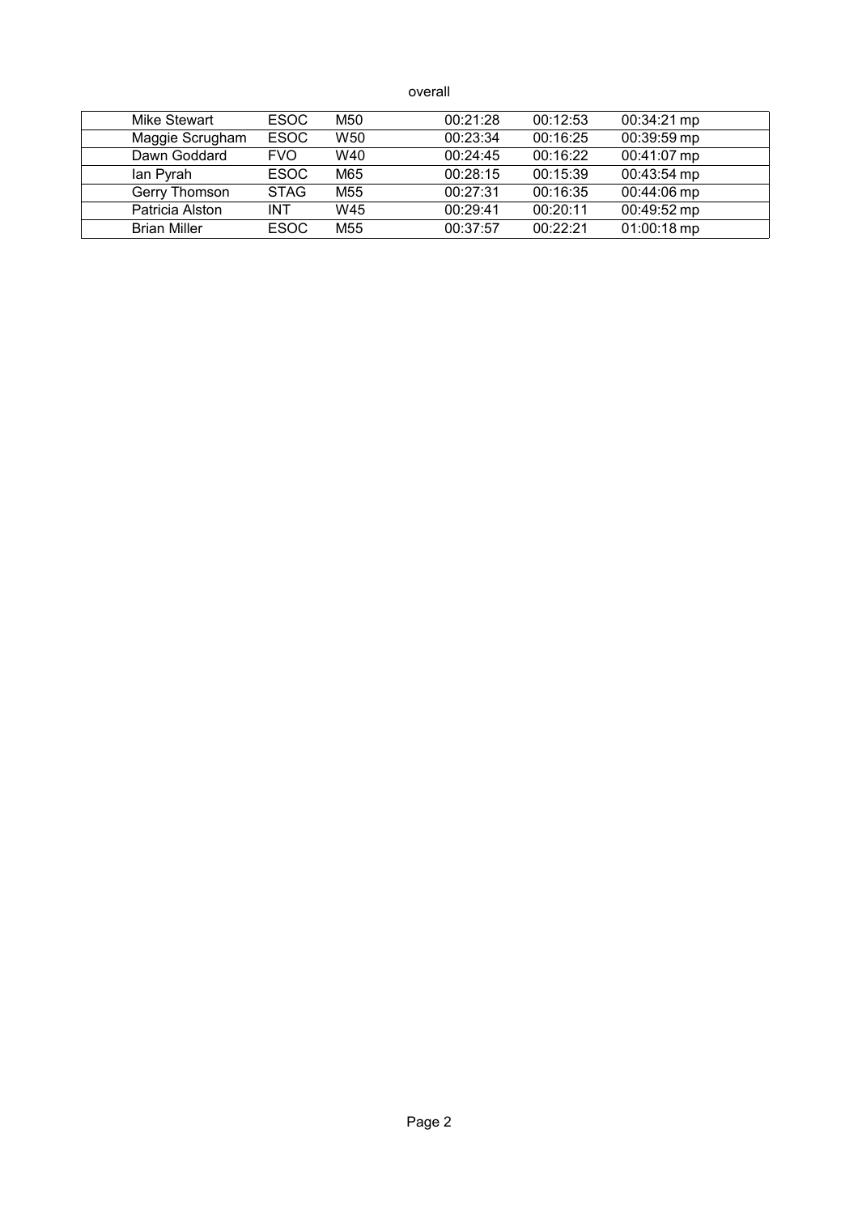overall

| | | | | | | |
|---|---|---|---|---|---|---|
| Mike Stewart | ESOC | M50 | 00:21:28 | 00:12:53 | 00:34:21 | mp |
| Maggie Scrugham | ESOC | W50 | 00:23:34 | 00:16:25 | 00:39:59 | mp |
| Dawn Goddard | FVO | W40 | 00:24:45 | 00:16:22 | 00:41:07 | mp |
| Ian Pyrah | ESOC | M65 | 00:28:15 | 00:15:39 | 00:43:54 | mp |
| Gerry Thomson | STAG | M55 | 00:27:31 | 00:16:35 | 00:44:06 | mp |
| Patricia Alston | INT | W45 | 00:29:41 | 00:20:11 | 00:49:52 | mp |
| Brian Miller | ESOC | M55 | 00:37:57 | 00:22:21 | 01:00:18 | mp |